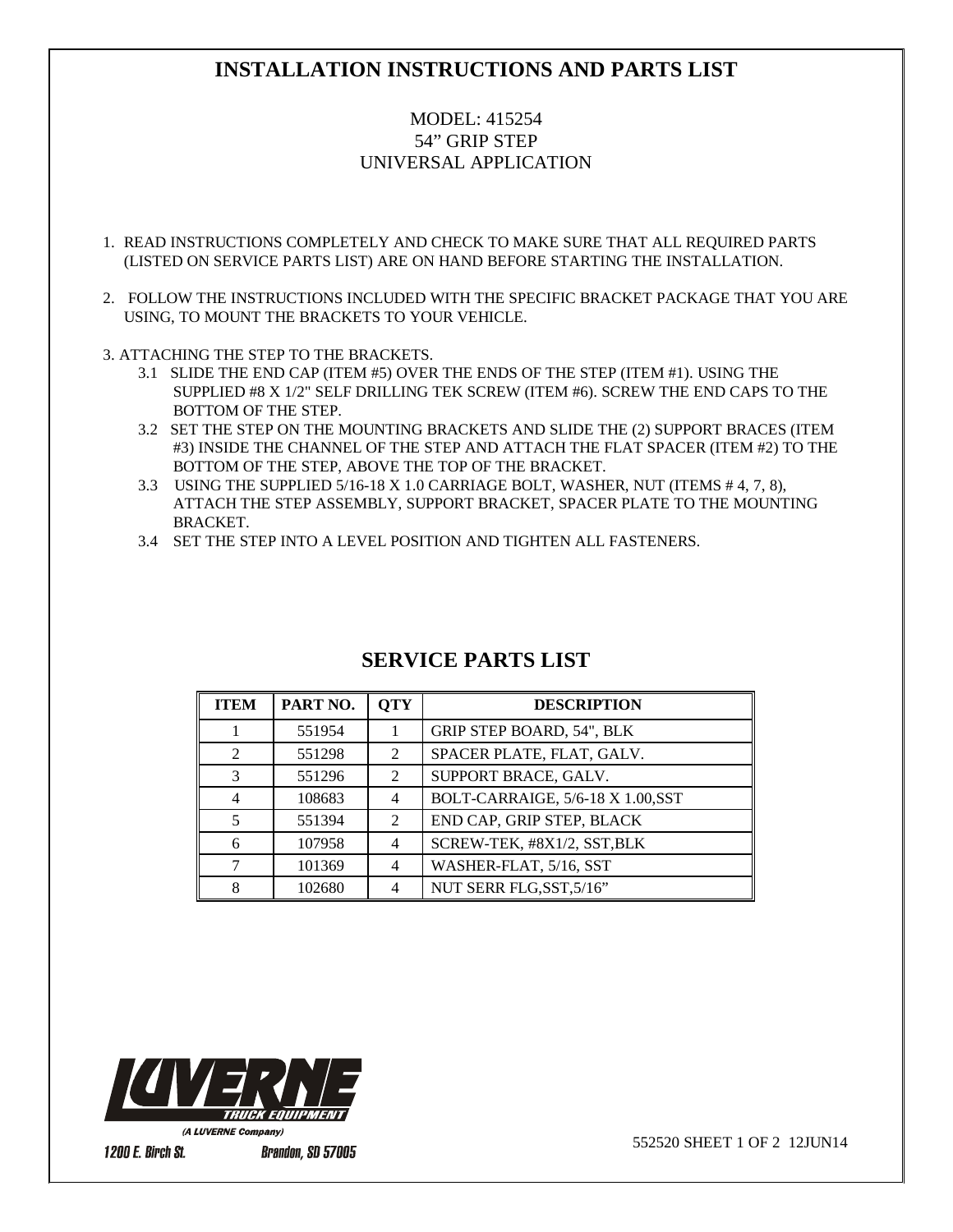# INSTALLATION INSTRUCTIONS AND PARTS LIST

MODEL: 415254
54" GRIP STEP
UNIVERSAL APPLICATION

1. READ INSTRUCTIONS COMPLETELY AND CHECK TO MAKE SURE THAT ALL REQUIRED PARTS (LISTED ON SERVICE PARTS LIST) ARE ON HAND BEFORE STARTING THE INSTALLATION.

2. FOLLOW THE INSTRUCTIONS INCLUDED WITH THE SPECIFIC BRACKET PACKAGE THAT YOU ARE USING, TO MOUNT THE BRACKETS TO YOUR VEHICLE.

3. ATTACHING THE STEP TO THE BRACKETS.
   - 3.1 SLIDE THE END CAP (ITEM #5) OVER THE ENDS OF THE STEP (ITEM #1). USING THE SUPPLIED #8 X 1/2" SELF DRILLING TEK SCREW (ITEM #6). SCREW THE END CAPS TO THE BOTTOM OF THE STEP.
   - 3.2 SET THE STEP ON THE MOUNTING BRACKETS AND SLIDE THE (2) SUPPORT BRACES (ITEM #3) INSIDE THE CHANNEL OF THE STEP AND ATTACH THE FLAT SPACER (ITEM #2) TO THE BOTTOM OF THE STEP, ABOVE THE TOP OF THE BRACKET.
   - 3.3 USING THE SUPPLIED 5/16-18 X 1.0 CARRIAGE BOLT, WASHER, NUT (ITEMS # 4, 7, 8), ATTACH THE STEP ASSEMBLY, SUPPORT BRACKET, SPACER PLATE TO THE MOUNTING BRACKET.
   - 3.4 SET THE STEP INTO A LEVEL POSITION AND TIGHTEN ALL FASTENERS.

## SERVICE PARTS LIST

| ITEM | PART NO. | QTY | DESCRIPTION |
|---|---|---|---|
| 1 | 551954 | 1 | GRIP STEP BOARD, 54", BLK |
| 2 | 551298 | 2 | SPACER PLATE, FLAT, GALV. |
| 3 | 551296 | 2 | SUPPORT BRACE, GALV. |
| 4 | 108683 | 4 | BOLT-CARRAIGE, 5/6-18 X 1.00,SST |
| 5 | 551394 | 2 | END CAP, GRIP STEP, BLACK |
| 6 | 107958 | 4 | SCREW-TEK, #8X1/2, SST,BLK |
| 7 | 101369 | 4 | WASHER-FLAT, 5/16, SST |
| 8 | 102680 | 4 | NUT SERR FLG,SST,5/16" |

LUVERNE TRUCK EQUIPMENT
(A LUVERNE Company)
1200 E. Birch St. Brandon, SD 57005

552520 SHEET 1 OF 2 12JUN14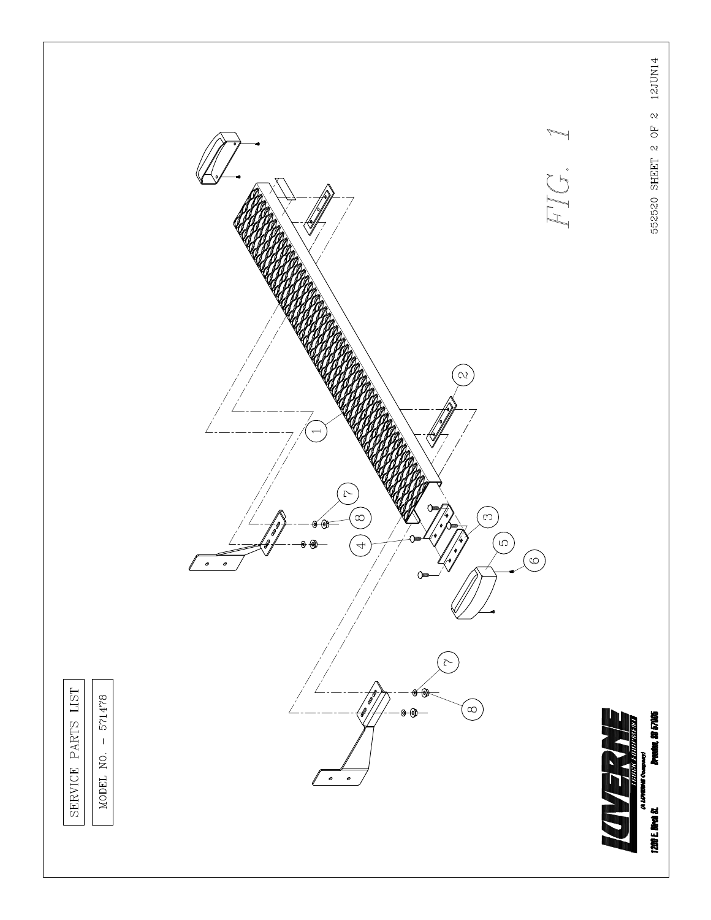SERVICE PARTS LIST

MODEL NO. – 571478

FIG. 1

1 2 3 4 5 6 7 8 7 8

552520 SHEET 2 OF 2 12JUN14

LAVERNE
(A LAVERNE Company)
1200 E. Birch St. Brandon, SD 57005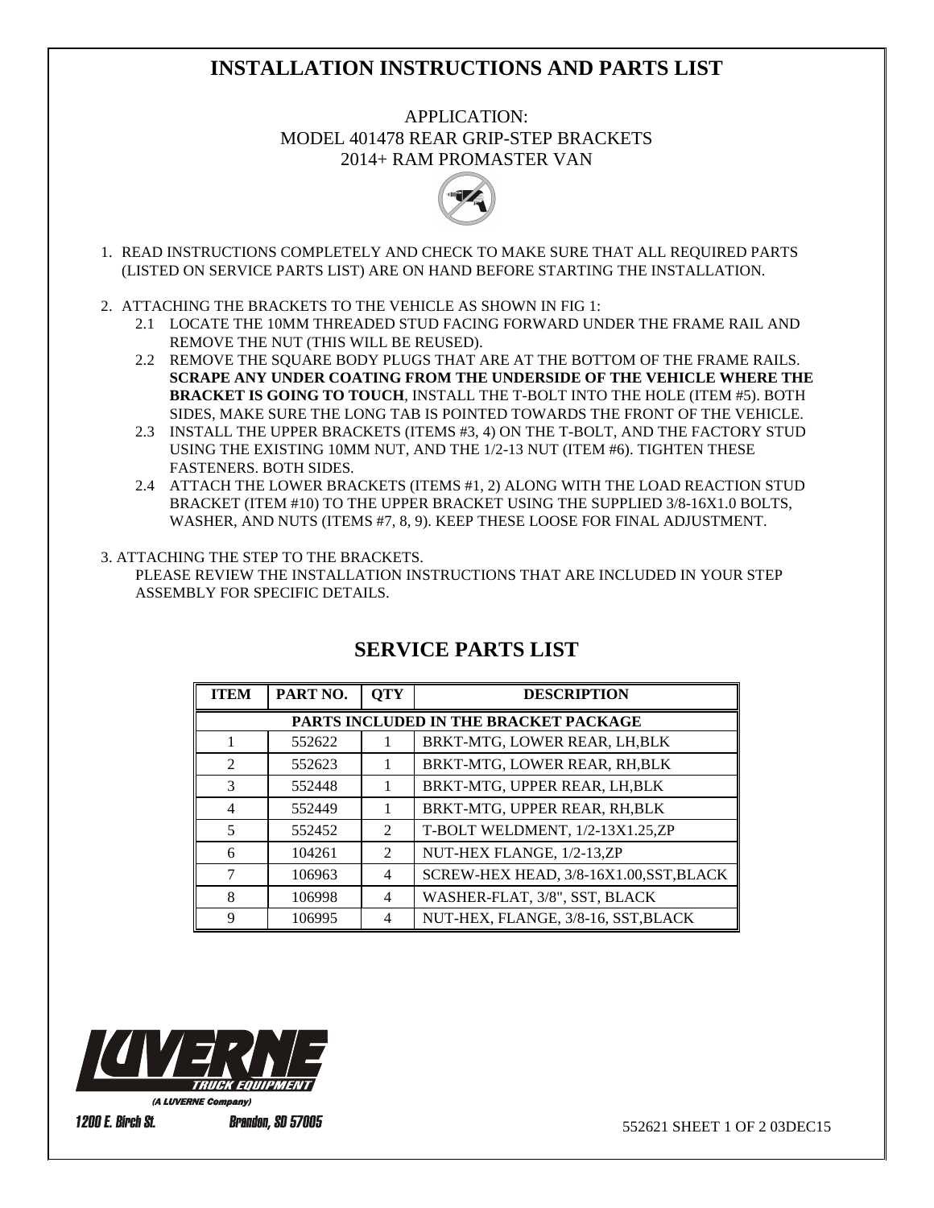# INSTALLATION INSTRUCTIONS AND PARTS LIST

APPLICATION:
MODEL 401478 REAR GRIP-STEP BRACKETS
2014+ RAM PROMASTER VAN

1. READ INSTRUCTIONS COMPLETELY AND CHECK TO MAKE SURE THAT ALL REQUIRED PARTS (LISTED ON SERVICE PARTS LIST) ARE ON HAND BEFORE STARTING THE INSTALLATION.

2. ATTACHING THE BRACKETS TO THE VEHICLE AS SHOWN IN FIG 1:
   - 2.1 LOCATE THE 10MM THREADED STUD FACING FORWARD UNDER THE FRAME RAIL AND REMOVE THE NUT (THIS WILL BE REUSED).
   - 2.2 REMOVE THE SQUARE BODY PLUGS THAT ARE AT THE BOTTOM OF THE FRAME RAILS. **SCRAPE ANY UNDER COATING FROM THE UNDERSIDE OF THE VEHICLE WHERE THE BRACKET IS GOING TO TOUCH**, INSTALL THE T-BOLT INTO THE HOLE (ITEM #5). BOTH SIDES, MAKE SURE THE LONG TAB IS POINTED TOWARDS THE FRONT OF THE VEHICLE.
   - 2.3 INSTALL THE UPPER BRACKETS (ITEMS #3, 4) ON THE T-BOLT, AND THE FACTORY STUD USING THE EXISTING 10MM NUT, AND THE 1/2-13 NUT (ITEM #6). TIGHTEN THESE FASTENERS. BOTH SIDES.
   - 2.4 ATTACH THE LOWER BRACKETS (ITEMS #1, 2) ALONG WITH THE LOAD REACTION STUD BRACKET (ITEM #10) TO THE UPPER BRACKET USING THE SUPPLIED 3/8-16X1.0 BOLTS, WASHER, AND NUTS (ITEMS #7, 8, 9). KEEP THESE LOOSE FOR FINAL ADJUSTMENT.

3. ATTACHING THE STEP TO THE BRACKETS.
   PLEASE REVIEW THE INSTALLATION INSTRUCTIONS THAT ARE INCLUDED IN YOUR STEP ASSEMBLY FOR SPECIFIC DETAILS.

## SERVICE PARTS LIST

| ITEM | PART NO. | QTY | DESCRIPTION |
|---|---|---|---|
| PARTS INCLUDED IN THE BRACKET PACKAGE | | | |
| 1 | 552622 | 1 | BRKT-MTG, LOWER REAR, LH,BLK |
| 2 | 552623 | 1 | BRKT-MTG, LOWER REAR, RH,BLK |
| 3 | 552448 | 1 | BRKT-MTG, UPPER REAR, LH,BLK |
| 4 | 552449 | 1 | BRKT-MTG, UPPER REAR, RH,BLK |
| 5 | 552452 | 2 | T-BOLT WELDMENT, 1/2-13X1.25,ZP |
| 6 | 104261 | 2 | NUT-HEX FLANGE, 1/2-13,ZP |
| 7 | 106963 | 4 | SCREW-HEX HEAD, 3/8-16X1.00,SST,BLACK |
| 8 | 106998 | 4 | WASHER-FLAT, 3/8", SST, BLACK |
| 9 | 106995 | 4 | NUT-HEX, FLANGE, 3/8-16, SST,BLACK |

LUVERNE TRUCK EQUIPMENT
(A LUVERNE Company)
1200 E. Birch St. Brandon, SD 57005

552621 SHEET 1 OF 2 03DEC15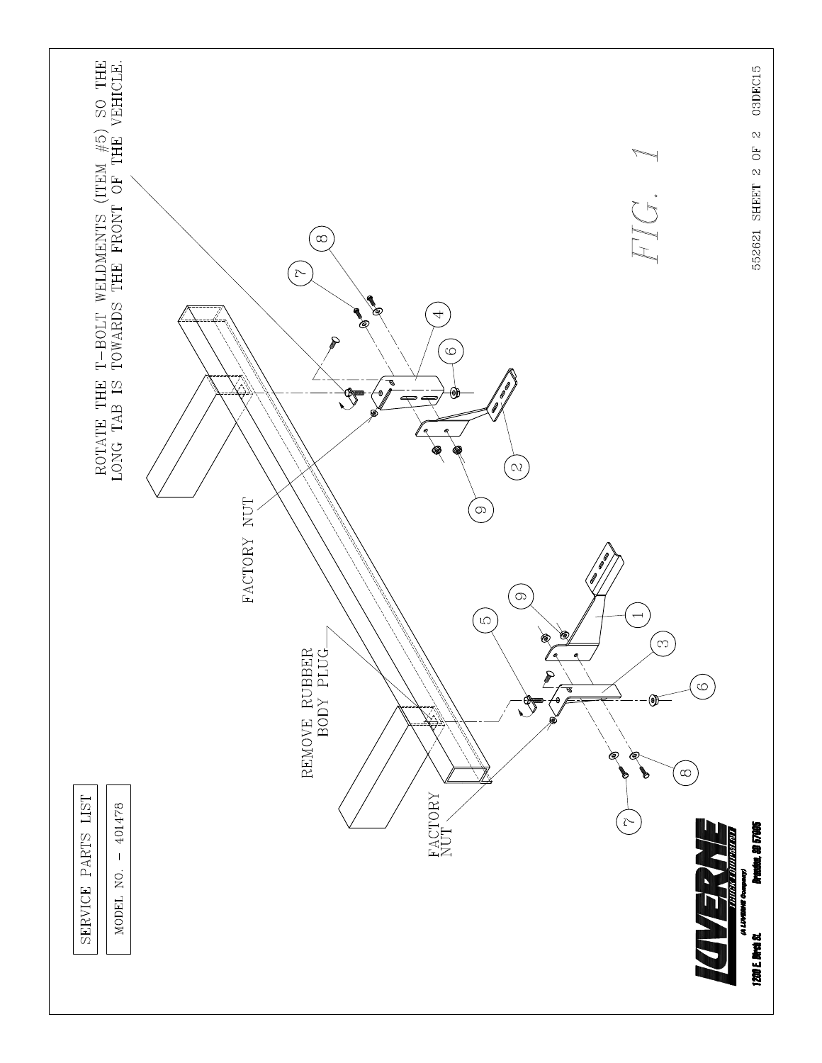# SERVICE PARTS LIST

MODEL NO. – 401478

ROTATE THE T–BOLT WELDMENTS (ITEM #5) SO THE LONG TAB IS TOWARDS THE FRONT OF THE VEHICLE.

FACTORY NUT

REMOVE RUBBER BODY PLUG

FACTORY NUT

1 2 3 4 5 6 6 7 7 8 8 9 9

FIG. 1

LUVERNE TRUCK EQUIPMENT (A LUVERNE Company)

1200 E. Birch St. Brandon, SD 57005

552621 SHEET 2 OF 2 03DEC15